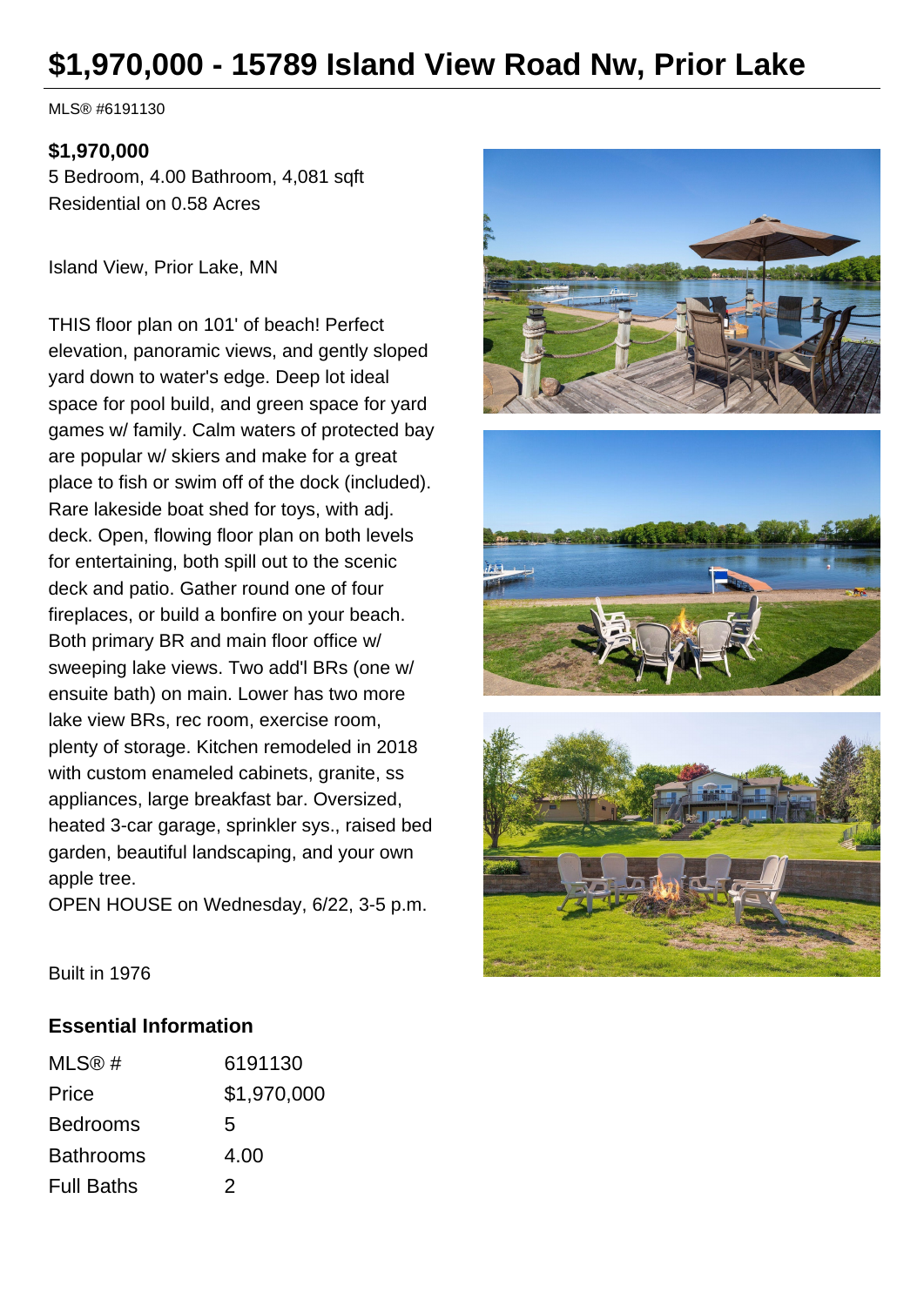# $1,970,000 - 15789 Island View Road Nw, Prior Lake

MLS® #6191130

**$1,970,000**
5 Bedroom, 4.00 Bathroom, 4,081 sqft
Residential on 0.58 Acres

Island View, Prior Lake, MN

THIS floor plan on 101' of beach! Perfect elevation, panoramic views, and gently sloped yard down to water's edge. Deep lot ideal space for pool build, and green space for yard games w/ family. Calm waters of protected bay are popular w/ skiers and make for a great place to fish or swim off of the dock (included). Rare lakeside boat shed for toys, with adj. deck. Open, flowing floor plan on both levels for entertaining, both spill out to the scenic deck and patio. Gather round one of four fireplaces, or build a bonfire on your beach. Both primary BR and main floor office w/ sweeping lake views. Two add'l BRs (one w/ ensuite bath) on main. Lower has two more lake view BRs, rec room, exercise room, plenty of storage. Kitchen remodeled in 2018 with custom enameled cabinets, granite, ss appliances, large breakfast bar. Oversized, heated 3-car garage, sprinkler sys., raised bed garden, beautiful landscaping, and your own apple tree.
OPEN HOUSE on Wednesday, 6/22, 3-5 p.m.

Built in 1976

## Essential Information

| | |
|---|---|
| MLS® # | 6191130 |
| Price | $1,970,000 |
| Bedrooms | 5 |
| Bathrooms | 4.00 |
| Full Baths | 2 |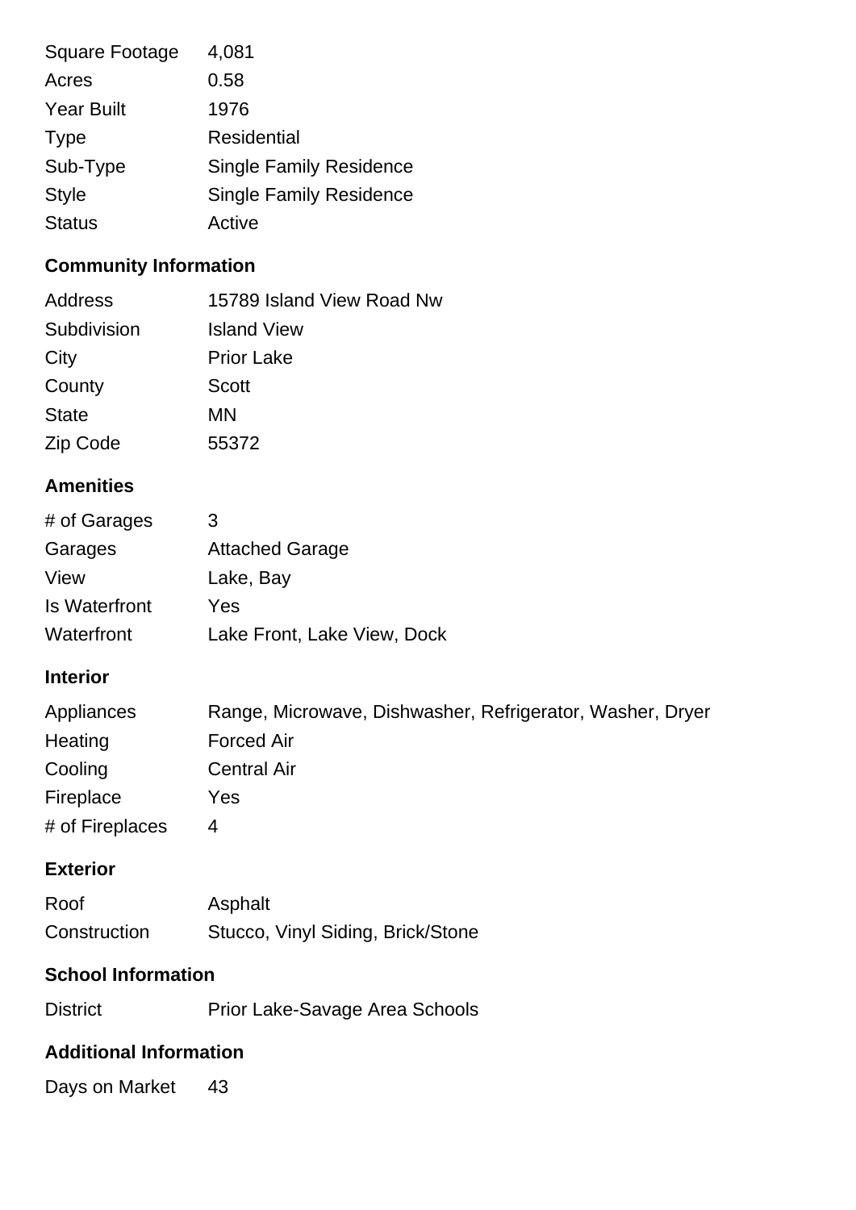| | |
|---|---|
| Square Footage | 4,081 |
| Acres | 0.58 |
| Year Built | 1976 |
| Type | Residential |
| Sub-Type | Single Family Residence |
| Style | Single Family Residence |
| Status | Active |

## Community Information

| | |
|---|---|
| Address | 15789 Island View Road Nw |
| Subdivision | Island View |
| City | Prior Lake |
| County | Scott |
| State | MN |
| Zip Code | 55372 |

## Amenities

| | |
|---|---|
| # of Garages | 3 |
| Garages | Attached Garage |
| View | Lake, Bay |
| Is Waterfront | Yes |
| Waterfront | Lake Front, Lake View, Dock |

## Interior

| | |
|---|---|
| Appliances | Range, Microwave, Dishwasher, Refrigerator, Washer, Dryer |
| Heating | Forced Air |
| Cooling | Central Air |
| Fireplace | Yes |
| # of Fireplaces | 4 |

## Exterior

| | |
|---|---|
| Roof | Asphalt |
| Construction | Stucco, Vinyl Siding, Brick/Stone |

## School Information

| | |
|---|---|
| District | Prior Lake-Savage Area Schools |

## Additional Information

| | |
|---|---|
| Days on Market | 43 |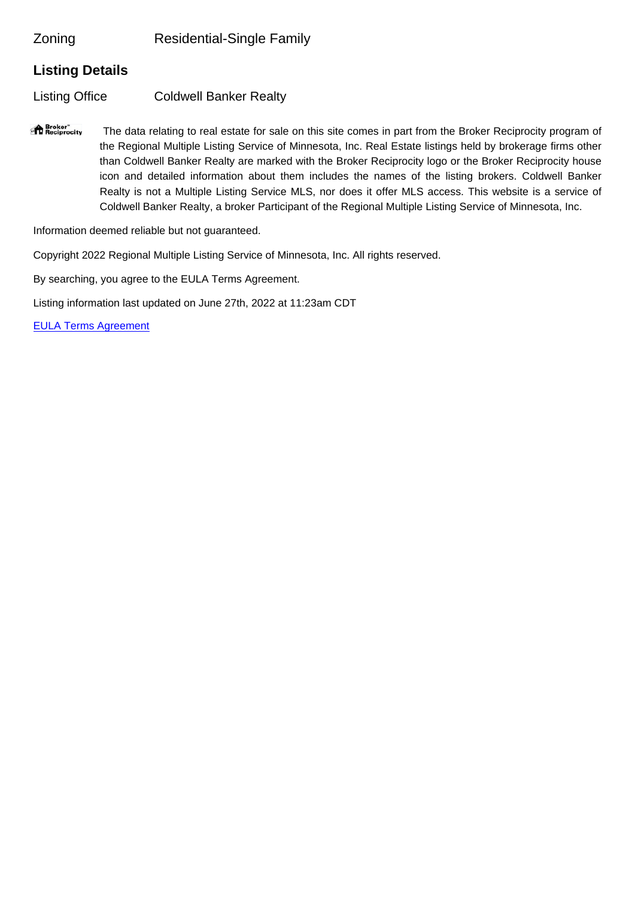| | |
|---|---|
| Zoning | Residential-Single Family |

## Listing Details

| | |
|---|---|
| Listing Office | Coldwell Banker Realty |

The data relating to real estate for sale on this site comes in part from the Broker Reciprocity program of the Regional Multiple Listing Service of Minnesota, Inc. Real Estate listings held by brokerage firms other than Coldwell Banker Realty are marked with the Broker Reciprocity logo or the Broker Reciprocity house icon and detailed information about them includes the names of the listing brokers. Coldwell Banker Realty is not a Multiple Listing Service MLS, nor does it offer MLS access. This website is a service of Coldwell Banker Realty, a broker Participant of the Regional Multiple Listing Service of Minnesota, Inc.

Information deemed reliable but not guaranteed.

Copyright 2022 Regional Multiple Listing Service of Minnesota, Inc. All rights reserved.

By searching, you agree to the EULA Terms Agreement.

Listing information last updated on June 27th, 2022 at 11:23am CDT

EULA Terms Agreement